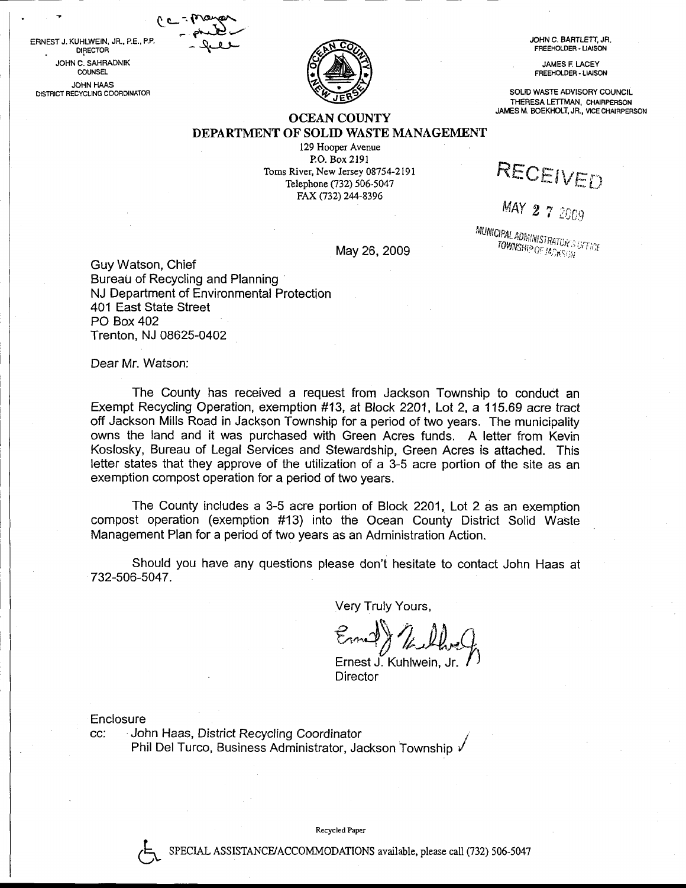ERNEST J. KUHLWEIN, JR., P.E., P.P.
DIRECTOR

JOHN C. SAHRADNIK
COUNSEL

JOHN HAAS
DISTRICT RECYCLING COORDINATOR

cc - Mayor
- Phil
- file

JOHN C. BARTLETT, JR.
FREEHOLDER - LIAISON

JAMES F. LACEY
FREEHOLDER - LIAISON

SOLID WASTE ADVISORY COUNCIL
THERESA LETTMAN, CHAIRPERSON
JAMES M. BOEKHOLT, JR., VICE CHAIRPERSON

# OCEAN COUNTY
## DEPARTMENT OF SOLID WASTE MANAGEMENT

129 Hooper Avenue
P.O. Box 2191
Toms River, New Jersey 08754-2191
Telephone (732) 506-5047
FAX (732) 244-8396

RECEIVED
MAY 27 2009
MUNICIPAL ADMINISTRATOR'S OFFICE
TOWNSHIP OF JACKSON

May 26, 2009

Guy Watson, Chief
Bureau of Recycling and Planning
NJ Department of Environmental Protection
401 East State Street
PO Box 402
Trenton, NJ 08625-0402

Dear Mr. Watson:

The County has received a request from Jackson Township to conduct an Exempt Recycling Operation, exemption #13, at Block 2201, Lot 2, a 115.69 acre tract off Jackson Mills Road in Jackson Township for a period of two years. The municipality owns the land and it was purchased with Green Acres funds. A letter from Kevin Koslosky, Bureau of Legal Services and Stewardship, Green Acres is attached. This letter states that they approve of the utilization of a 3-5 acre portion of the site as an exemption compost operation for a period of two years.

The County includes a 3-5 acre portion of Block 2201, Lot 2 as an exemption compost operation (exemption #13) into the Ocean County District Solid Waste Management Plan for a period of two years as an Administration Action.

Should you have any questions please don't hesitate to contact John Haas at 732-506-5047.

Very Truly Yours,

Ernest J. Kuhlwein, Jr.
Director

Enclosure

cc: John Haas, District Recycling Coordinator
Phil Del Turco, Business Administrator, Jackson Township ✓

Recycled Paper

SPECIAL ASSISTANCE/ACCOMMODATIONS available, please call (732) 506-5047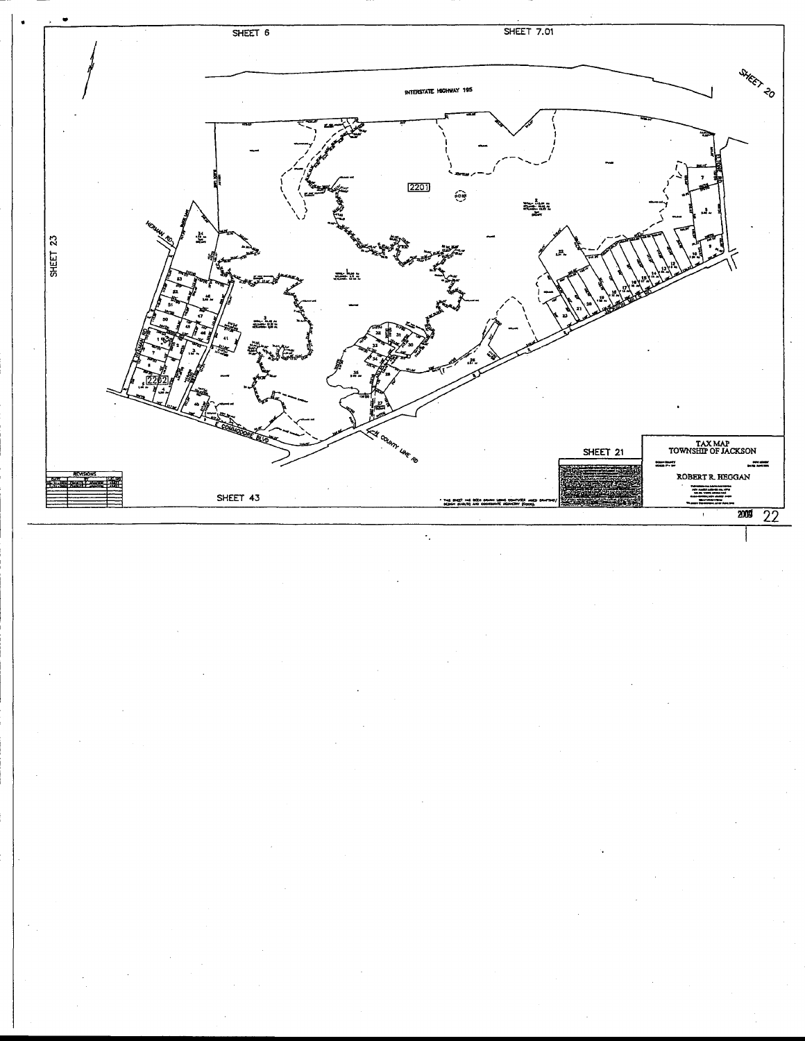SHEET 6

SHEET 7.01

SHEET 20

SHEET 23

INTERSTATE HIGHWAY 195

2201

2202

HERMAN RD

E COMMODORE BLVD

N COUNTY LINE RD

SHEET 21

SHEET 43

TAX MAP
TOWNSHIP OF JACKSON

ROBERT R. HEGGAN

REVISIONS

2009 22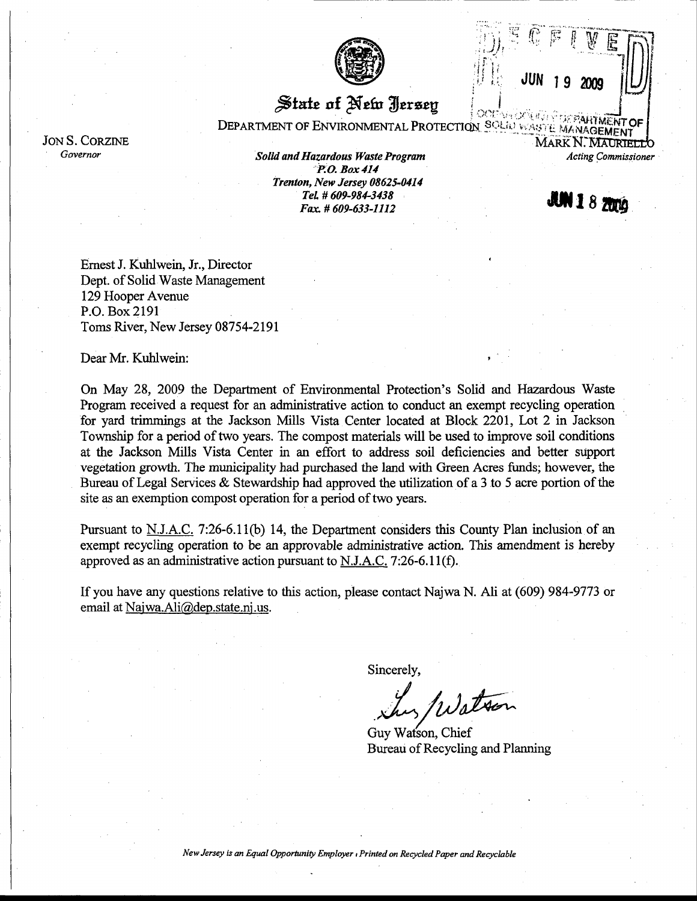# State of New Jersey

DEPARTMENT OF ENVIRONMENTAL PROTECTION

JON S. CORZINE
*Governor*

*Solid and Hazardous Waste Program*
*P.O. Box 414*
*Trenton, New Jersey 08625-0414*
*Tel. # 609-984-3438*
*Fax. # 609-633-1112*

MARK N. MAURIELLO
*Acting Commissioner*

RECEIVED
JUN 19 2009
OCEAN COUNTY DEPARTMENT OF SOLID WASTE MANAGEMENT

JUN 18 2009

Ernest J. Kuhlwein, Jr., Director
Dept. of Solid Waste Management
129 Hooper Avenue
P.O. Box 2191
Toms River, New Jersey 08754-2191

Dear Mr. Kuhlwein:

On May 28, 2009 the Department of Environmental Protection's Solid and Hazardous Waste Program received a request for an administrative action to conduct an exempt recycling operation for yard trimmings at the Jackson Mills Vista Center located at Block 2201, Lot 2 in Jackson Township for a period of two years. The compost materials will be used to improve soil conditions at the Jackson Mills Vista Center in an effort to address soil deficiencies and better support vegetation growth. The municipality had purchased the land with Green Acres funds; however, the Bureau of Legal Services & Stewardship had approved the utilization of a 3 to 5 acre portion of the site as an exemption compost operation for a period of two years.

Pursuant to N.J.A.C. 7:26-6.11(b) 14, the Department considers this County Plan inclusion of an exempt recycling operation to be an approvable administrative action. This amendment is hereby approved as an administrative action pursuant to N.J.A.C. 7:26-6.11(f).

If you have any questions relative to this action, please contact Najwa N. Ali at (609) 984-9773 or email at Najwa.Ali@dep.state.nj.us.

Sincerely,

Guy Watson, Chief
Bureau of Recycling and Planning

*New Jersey is an Equal Opportunity Employer · Printed on Recycled Paper and Recyclable*